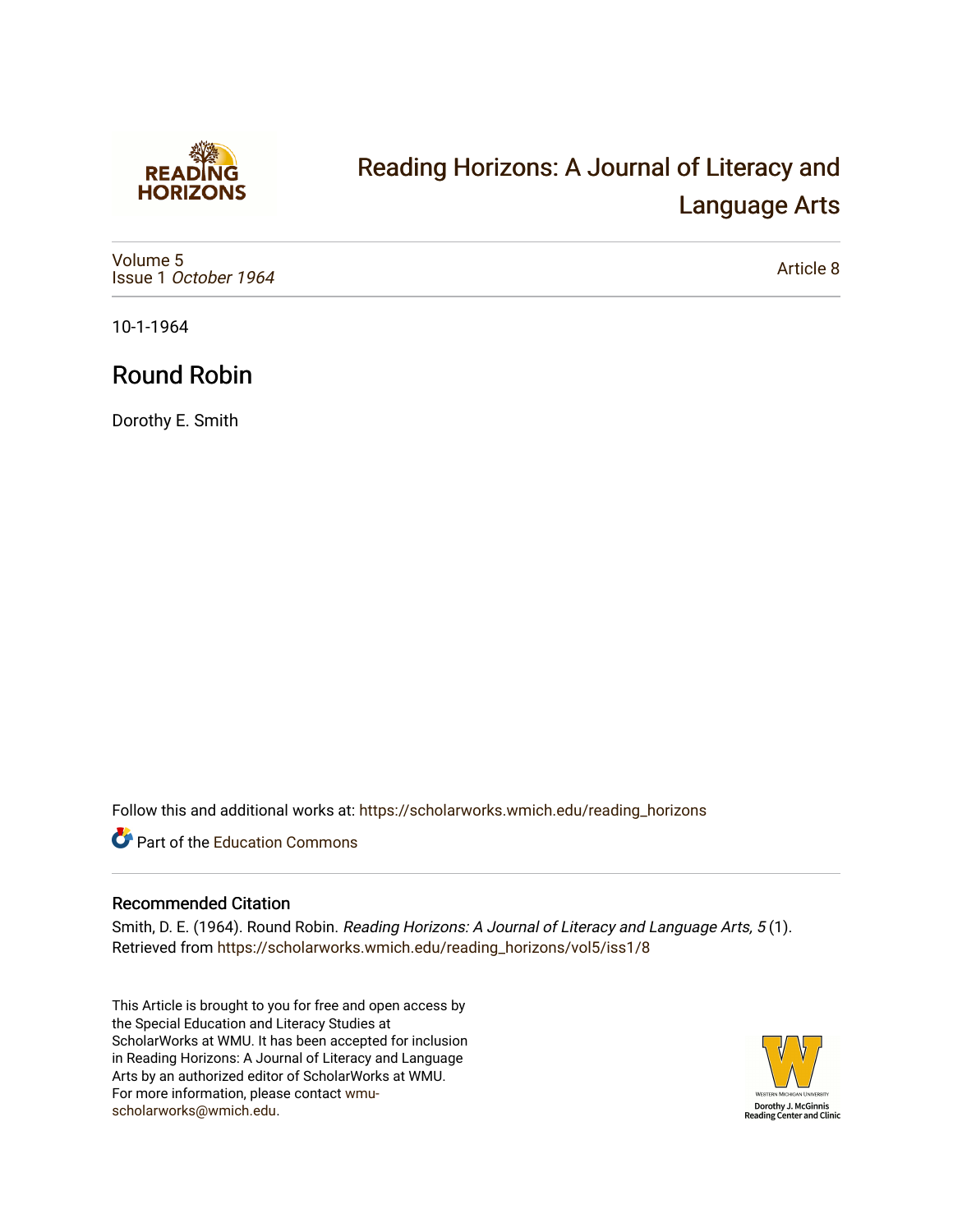# Reading Horizons: A Journal of Literacy and Language Arts

Volume 5
Issue 1 *October 1964*

Article 8

10-1-1964

## Round Robin

Dorothy E. Smith

Follow this and additional works at: https://scholarworks.wmich.edu/reading_horizons

Part of the Education Commons

### Recommended Citation

Smith, D. E. (1964). Round Robin. *Reading Horizons: A Journal of Literacy and Language Arts, 5* (1). Retrieved from https://scholarworks.wmich.edu/reading_horizons/vol5/iss1/8

This Article is brought to you for free and open access by the Special Education and Literacy Studies at ScholarWorks at WMU. It has been accepted for inclusion in Reading Horizons: A Journal of Literacy and Language Arts by an authorized editor of ScholarWorks at WMU. For more information, please contact wmu-scholarworks@wmich.edu.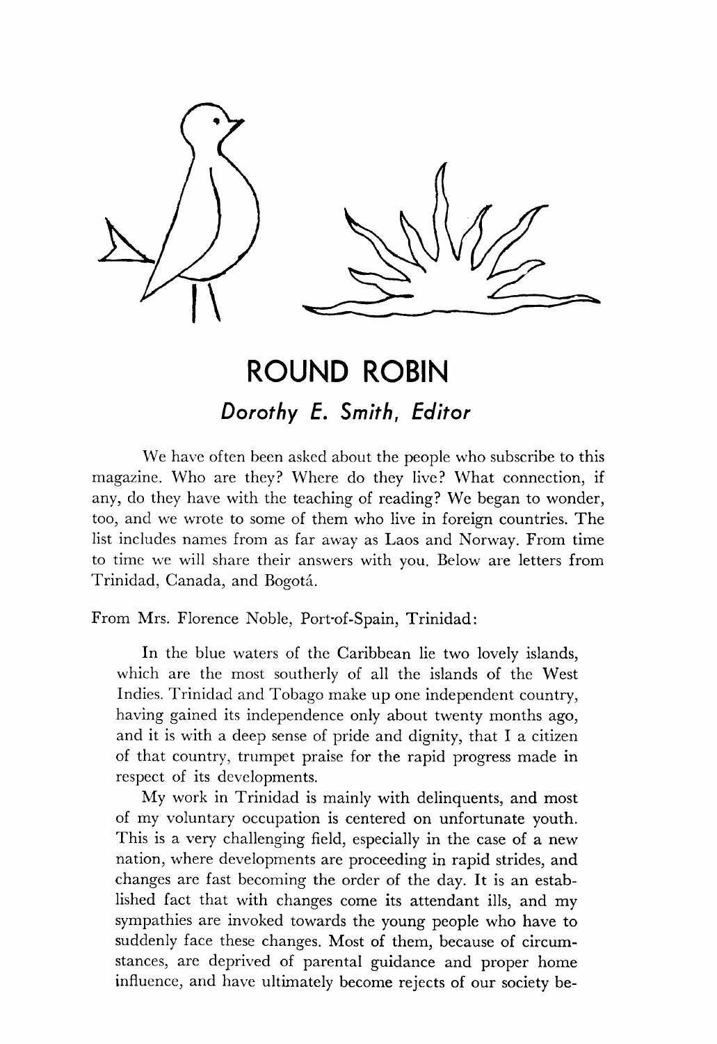# ROUND ROBIN

## *Dorothy E. Smith, Editor*

We have often been asked about the people who subscribe to this magazine. Who are they? Where do they live? What connection, if any, do they have with the teaching of reading? We began to wonder, too, and we wrote to some of them who live in foreign countries. The list includes names from as far away as Laos and Norway. From time to time we will share their answers with you. Below are letters from Trinidad, Canada, and Bogotá.

From Mrs. Florence Noble, Port-of-Spain, Trinidad:

In the blue waters of the Caribbean lie two lovely islands, which are the most southerly of all the islands of the West Indies. Trinidad and Tobago make up one independent country, having gained its independence only about twenty months ago, and it is with a deep sense of pride and dignity, that I a citizen of that country, trumpet praise for the rapid progress made in respect of its developments.

My work in Trinidad is mainly with delinquents, and most of my voluntary occupation is centered on unfortunate youth. This is a very challenging field, especially in the case of a new nation, where developments are proceeding in rapid strides, and changes are fast becoming the order of the day. It is an established fact that with changes come its attendant ills, and my sympathies are invoked towards the young people who have to suddenly face these changes. Most of them, because of circumstances, are deprived of parental guidance and proper home influence, and have ultimately become rejects of our society be-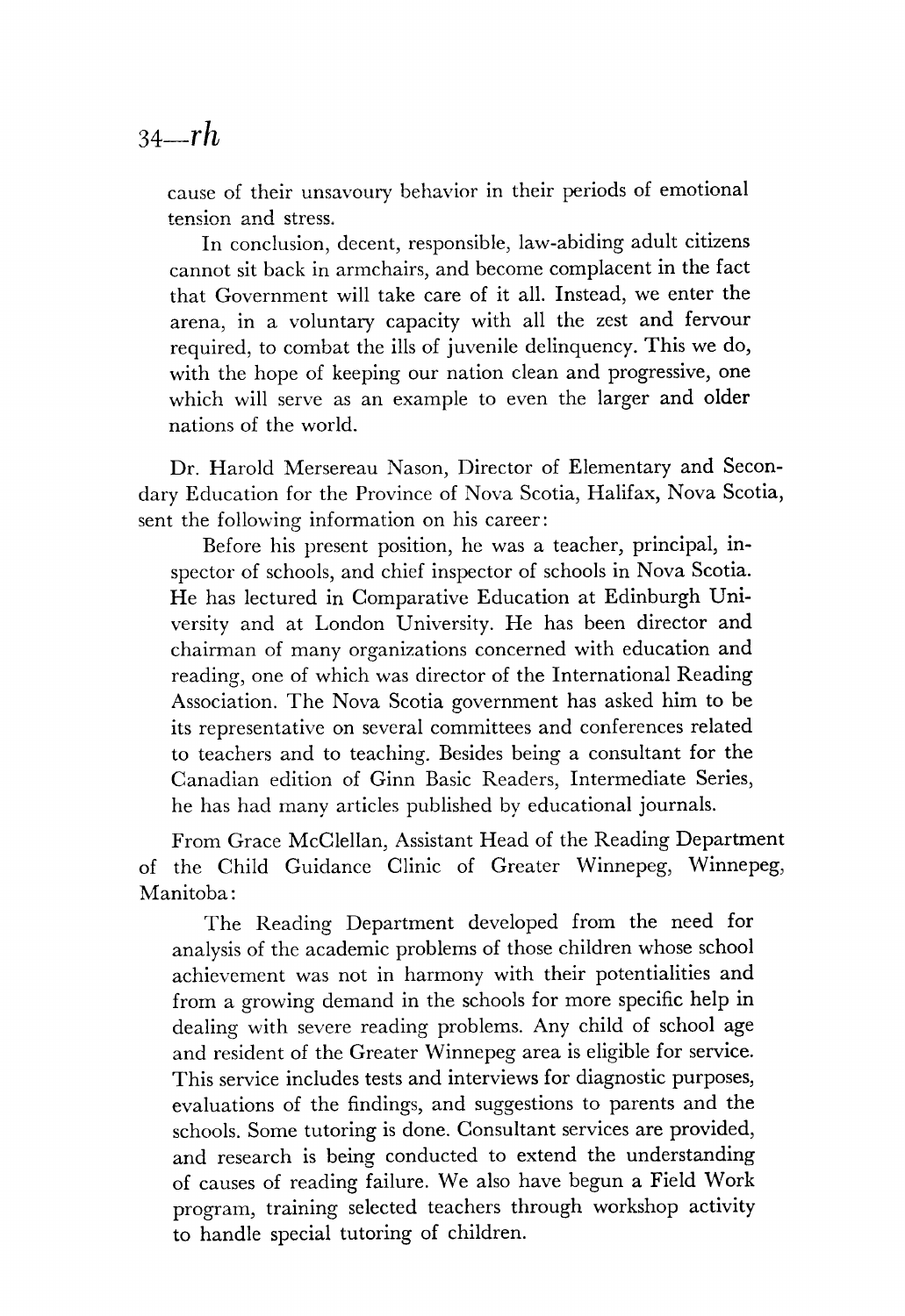cause of their unsavoury behavior in their periods of emotional tension and stress.

In conclusion, decent, responsible, law-abiding adult citizens cannot sit back in armchairs, and become complacent in the fact that Government will take care of it all. Instead, we enter the arena, in a voluntary capacity with all the zest and fervour required, to combat the ills of juvenile delinquency. This we do, with the hope of keeping our nation clean and progressive, one which will serve as an example to even the larger and older nations of the world.

Dr. Harold Mersereau Nason, Director of Elementary and Secondary Education for the Province of Nova Scotia, Halifax, Nova Scotia, sent the following information on his career:

Before his present position, he was a teacher, principal, inspector of schools, and chief inspector of schools in Nova Scotia. He has lectured in Comparative Education at Edinburgh University and at London University. He has been director and chairman of many organizations concerned with education and reading, one of which was director of the International Reading Association. The Nova Scotia government has asked him to be its representative on several committees and conferences related to teachers and to teaching. Besides being a consultant for the Canadian edition of Ginn Basic Readers, Intermediate Series, he has had many articles published by educational journals.

From Grace McClellan, Assistant Head of the Reading Department of the Child Guidance Clinic of Greater Winnepeg, Winnepeg, Manitoba:

The Reading Department developed from the need for analysis of the academic problems of those children whose school achievement was not in harmony with their potentialities and from a growing demand in the schools for more specific help in dealing with severe reading problems. Any child of school age and resident of the Greater Winnepeg area is eligible for service. This service includes tests and interviews for diagnostic purposes, evaluations of the findings, and suggestions to parents and the schools. Some tutoring is done. Consultant services are provided, and research is being conducted to extend the understanding of causes of reading failure. We also have begun a Field Work program, training selected teachers through workshop activity to handle special tutoring of children.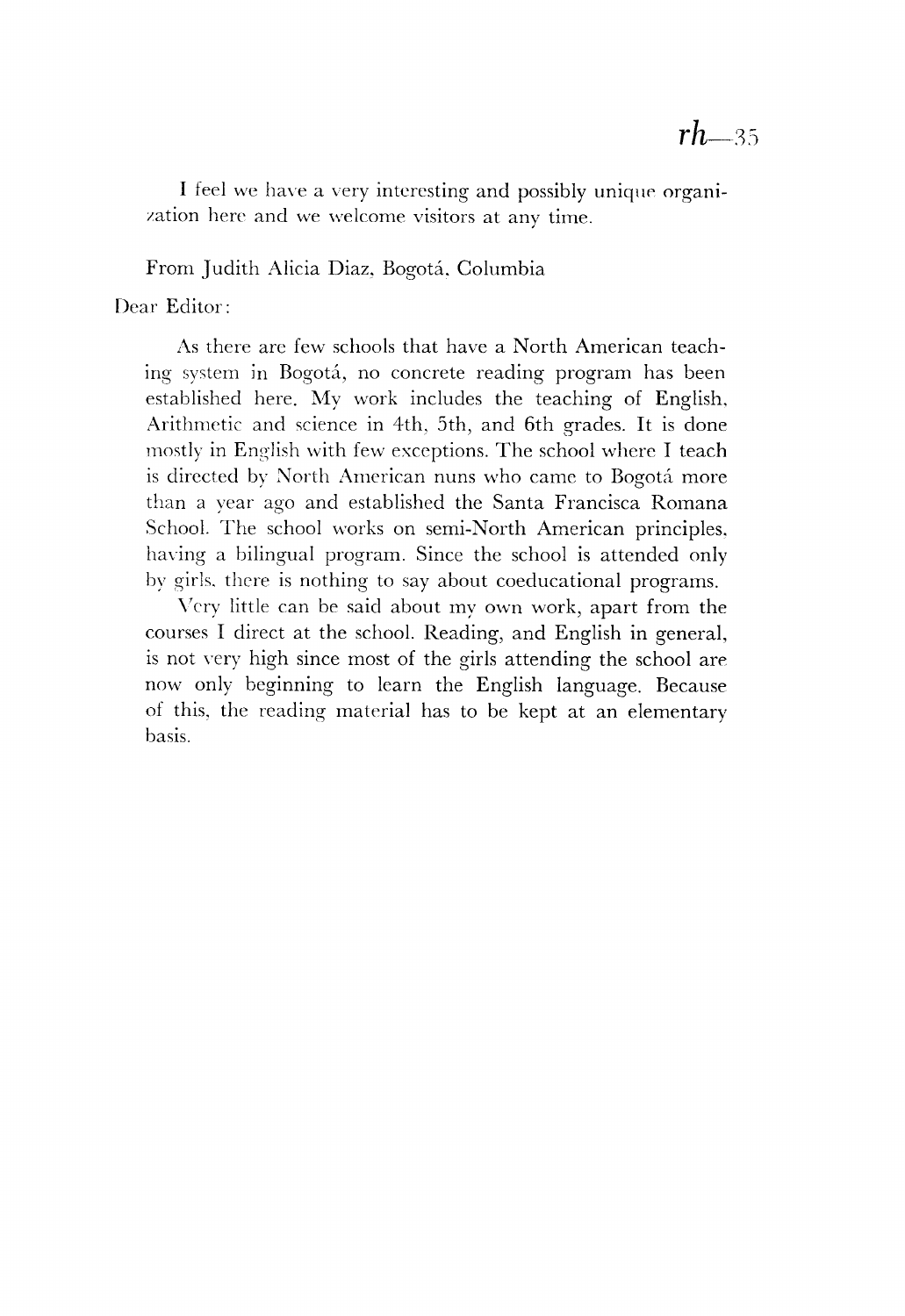I feel we have a very interesting and possibly unique organization here and we welcome visitors at any time.

From Judith Alicia Diaz, Bogotá, Columbia

Dear Editor:

As there are few schools that have a North American teaching system in Bogotá, no concrete reading program has been established here. My work includes the teaching of English, Arithmetic and science in 4th, 5th, and 6th grades. It is done mostly in English with few exceptions. The school where I teach is directed by North American nuns who came to Bogotá more than a year ago and established the Santa Francisca Romana School. The school works on semi-North American principles, having a bilingual program. Since the school is attended only by girls, there is nothing to say about coeducational programs.

Very little can be said about my own work, apart from the courses I direct at the school. Reading, and English in general, is not very high since most of the girls attending the school are now only beginning to learn the English language. Because of this, the reading material has to be kept at an elementary basis.